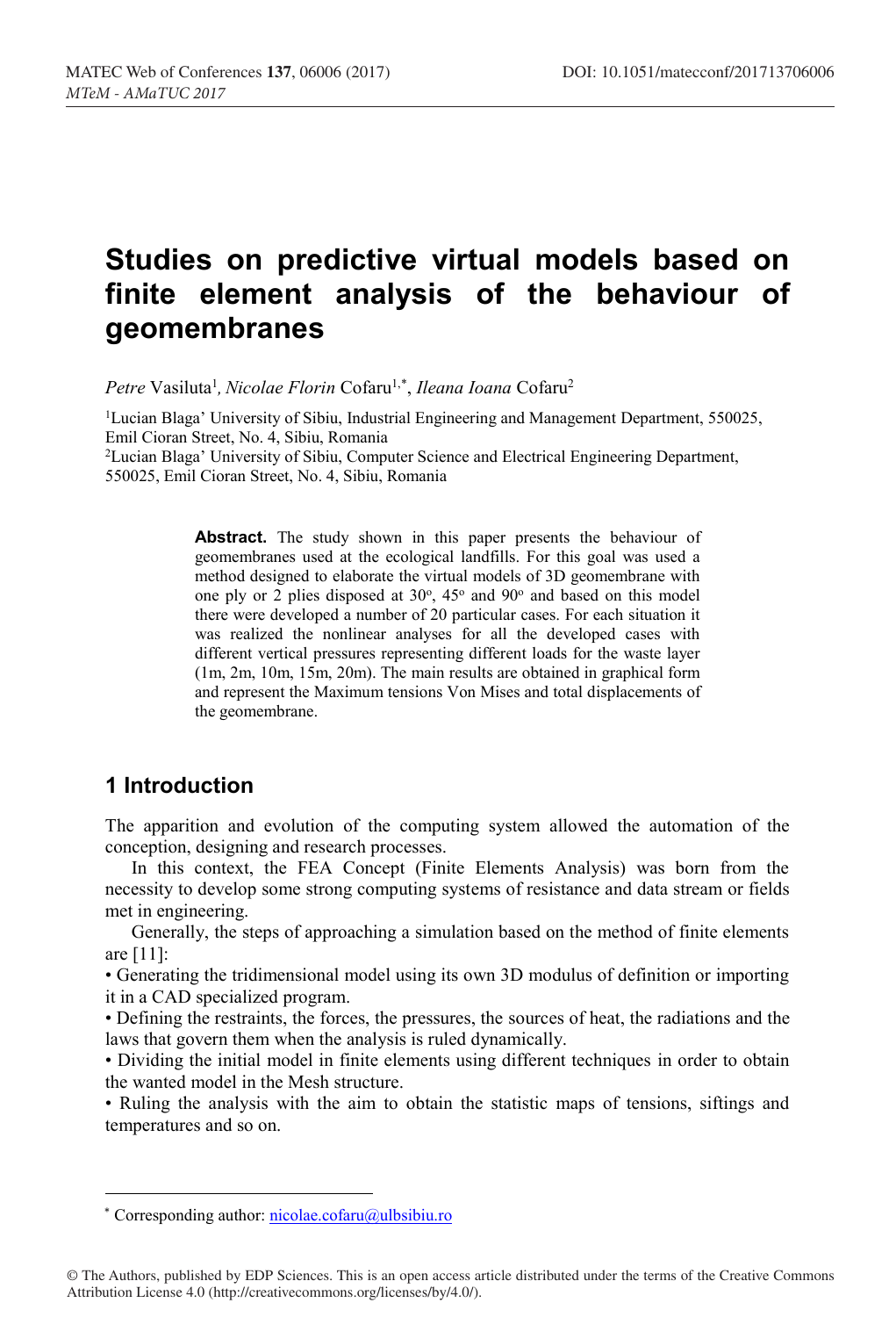# Studies on predictive virtual models based on finite element analysis of the behaviour of geomembranes

*Petre* Vasiluta[1], *Nicolae Florin* Cofaru[1,*], *Ileana Ioana* Cofaru[2]

[1]Lucian Blaga' University of Sibiu, Industrial Engineering and Management Department, 550025, Emil Cioran Street, No. 4, Sibiu, Romania

[2]Lucian Blaga' University of Sibiu, Computer Science and Electrical Engineering Department, 550025, Emil Cioran Street, No. 4, Sibiu, Romania

**Abstract.** The study shown in this paper presents the behaviour of geomembranes used at the ecological landfills. For this goal was used a method designed to elaborate the virtual models of 3D geomembrane with one ply or 2 plies disposed at 30°, 45° and 90° and based on this model there were developed a number of 20 particular cases. For each situation it was realized the nonlinear analyses for all the developed cases with different vertical pressures representing different loads for the waste layer (1m, 2m, 10m, 15m, 20m). The main results are obtained in graphical form and represent the Maximum tensions Von Mises and total displacements of the geomembrane.

## 1 Introduction

The apparition and evolution of the computing system allowed the automation of the conception, designing and research processes.

In this context, the FEA Concept (Finite Elements Analysis) was born from the necessity to develop some strong computing systems of resistance and data stream or fields met in engineering.

Generally, the steps of approaching a simulation based on the method of finite elements are [11]:

• Generating the tridimensional model using its own 3D modulus of definition or importing it in a CAD specialized program.

• Defining the restraints, the forces, the pressures, the sources of heat, the radiations and the laws that govern them when the analysis is ruled dynamically.

• Dividing the initial model in finite elements using different techniques in order to obtain the wanted model in the Mesh structure.

• Ruling the analysis with the aim to obtain the statistic maps of tensions, siftings and temperatures and so on.

* Corresponding author: nicolae.cofaru@ulbsibiu.ro

© The Authors, published by EDP Sciences. This is an open access article distributed under the terms of the Creative Commons Attribution License 4.0 (http://creativecommons.org/licenses/by/4.0/).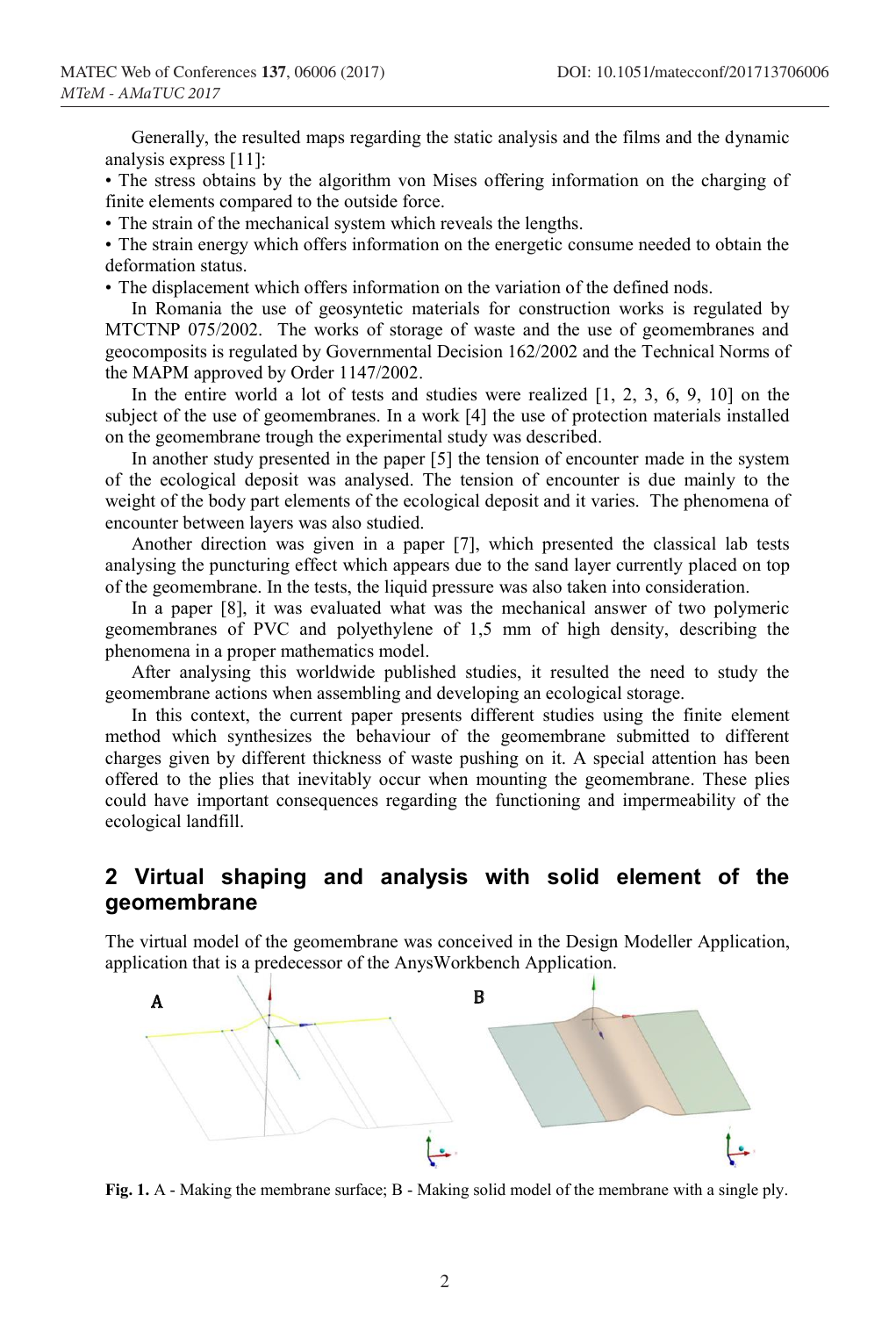Generally, the resulted maps regarding the static analysis and the films and the dynamic analysis express [11]:

- The stress obtains by the algorithm von Mises offering information on the charging of finite elements compared to the outside force.
- The strain of the mechanical system which reveals the lengths.
- The strain energy which offers information on the energetic consume needed to obtain the deformation status.
- The displacement which offers information on the variation of the defined nods.

In Romania the use of geosyntetic materials for construction works is regulated by MTCTNP 075/2002. The works of storage of waste and the use of geomembranes and geocomposits is regulated by Governmental Decision 162/2002 and the Technical Norms of the MAPM approved by Order 1147/2002.

In the entire world a lot of tests and studies were realized [1, 2, 3, 6, 9, 10] on the subject of the use of geomembranes. In a work [4] the use of protection materials installed on the geomembrane trough the experimental study was described.

In another study presented in the paper [5] the tension of encounter made in the system of the ecological deposit was analysed. The tension of encounter is due mainly to the weight of the body part elements of the ecological deposit and it varies. The phenomena of encounter between layers was also studied.

Another direction was given in a paper [7], which presented the classical lab tests analysing the puncturing effect which appears due to the sand layer currently placed on top of the geomembrane. In the tests, the liquid pressure was also taken into consideration.

In a paper [8], it was evaluated what was the mechanical answer of two polymeric geomembranes of PVC and polyethylene of 1,5 mm of high density, describing the phenomena in a proper mathematics model.

After analysing this worldwide published studies, it resulted the need to study the geomembrane actions when assembling and developing an ecological storage.

In this context, the current paper presents different studies using the finite element method which synthesizes the behaviour of the geomembrane submitted to different charges given by different thickness of waste pushing on it. A special attention has been offered to the plies that inevitably occur when mounting the geomembrane. These plies could have important consequences regarding the functioning and impermeability of the ecological landfill.

## 2 Virtual shaping and analysis with solid element of the geomembrane

The virtual model of the geomembrane was conceived in the Design Modeller Application, application that is a predecessor of the AnysWorkbench Application.

**Fig. 1.** A - Making the membrane surface; B - Making solid model of the membrane with a single ply.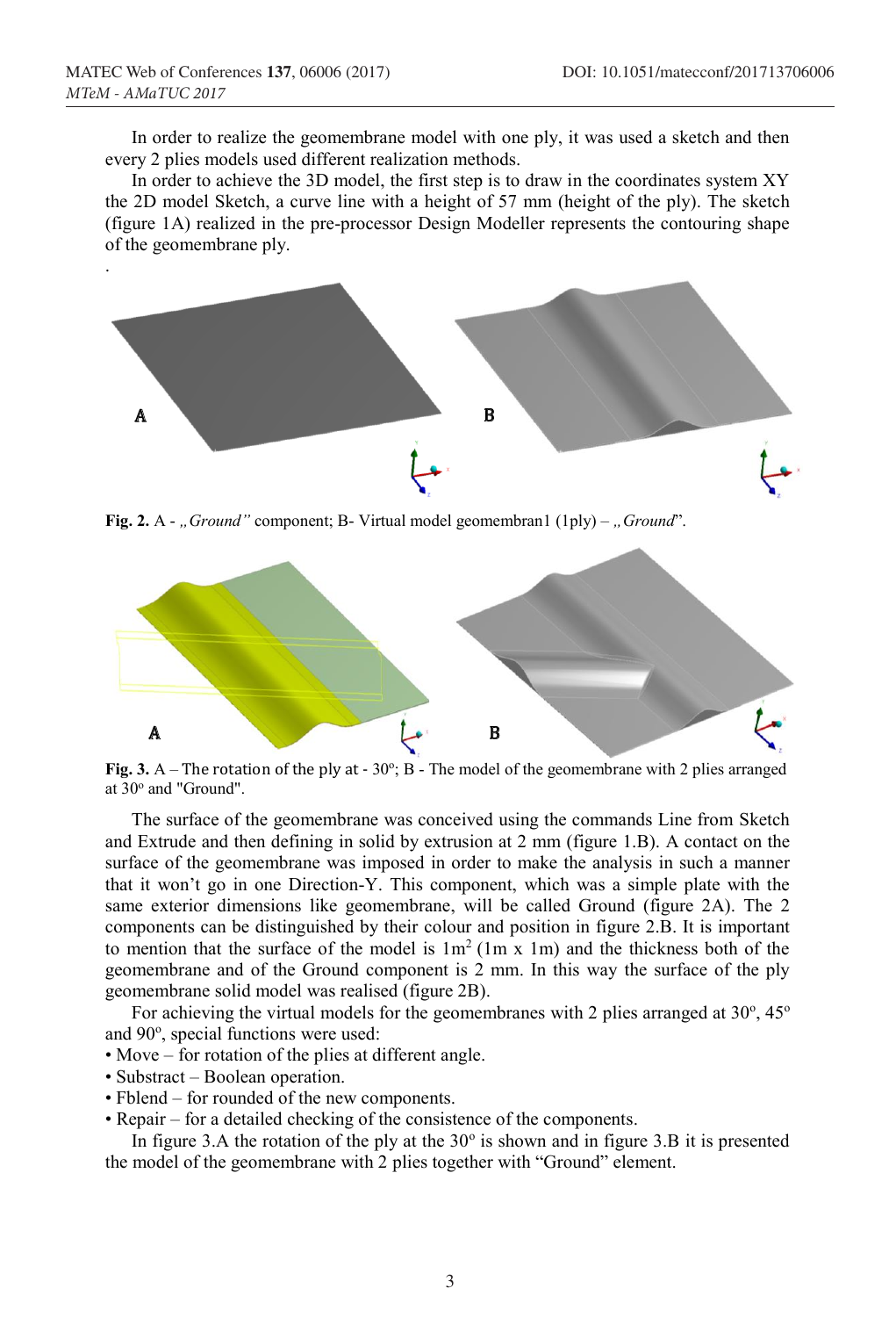In order to realize the geomembrane model with one ply, it was used a sketch and then every 2 plies models used different realization methods.

In order to achieve the 3D model, the first step is to draw in the coordinates system XY the 2D model Sketch, a curve line with a height of 57 mm (height of the ply). The sketch (figure 1A) realized in the pre-processor Design Modeller represents the contouring shape of the geomembrane ply.

.

**Fig. 2.** A - *„Ground"* component; B- Virtual model geomembran1 (1ply) – *„Ground*".

**Fig. 3.** A – The rotation of the ply at - 30°; B - The model of the geomembrane with 2 plies arranged at 30° and "Ground".

The surface of the geomembrane was conceived using the commands Line from Sketch and Extrude and then defining in solid by extrusion at 2 mm (figure 1.B). A contact on the surface of the geomembrane was imposed in order to make the analysis in such a manner that it won't go in one Direction-Y. This component, which was a simple plate with the same exterior dimensions like geomembrane, will be called Ground (figure 2A). The 2 components can be distinguished by their colour and position in figure 2.B. It is important to mention that the surface of the model is 1m$^2$ (1m x 1m) and the thickness both of the geomembrane and of the Ground component is 2 mm. In this way the surface of the ply geomembrane solid model was realised (figure 2B).

For achieving the virtual models for the geomembranes with 2 plies arranged at 30°, 45° and 90°, special functions were used:

- Move – for rotation of the plies at different angle.
- Substract – Boolean operation.
- Fblend – for rounded of the new components.
- Repair – for a detailed checking of the consistence of the components.

In figure 3.A the rotation of the ply at the 30° is shown and in figure 3.B it is presented the model of the geomembrane with 2 plies together with "Ground" element.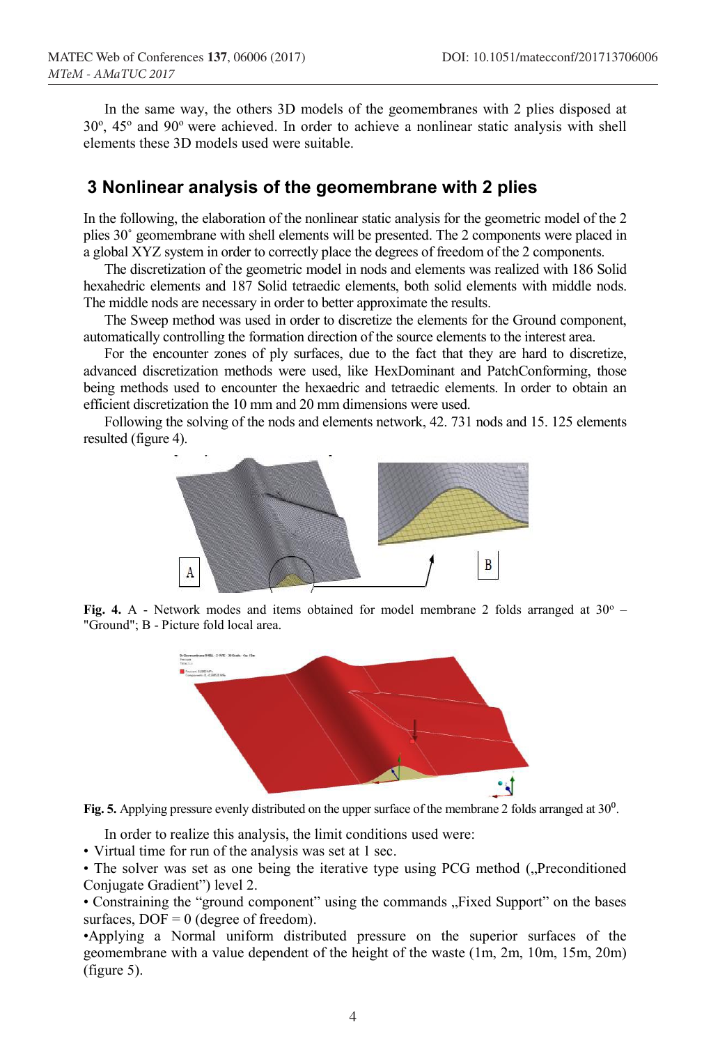In the same way, the others 3D models of the geomembranes with 2 plies disposed at 30º, 45º and 90º were achieved. In order to achieve a nonlinear static analysis with shell elements these 3D models used were suitable.

## 3 Nonlinear analysis of the geomembrane with 2 plies

In the following, the elaboration of the nonlinear static analysis for the geometric model of the 2 plies 30˚ geomembrane with shell elements will be presented. The 2 components were placed in a global XYZ system in order to correctly place the degrees of freedom of the 2 components.

The discretization of the geometric model in nods and elements was realized with 186 Solid hexahedric elements and 187 Solid tetraedic elements, both solid elements with middle nods. The middle nods are necessary in order to better approximate the results.

The Sweep method was used in order to discretize the elements for the Ground component, automatically controlling the formation direction of the source elements to the interest area.

For the encounter zones of ply surfaces, due to the fact that they are hard to discretize, advanced discretization methods were used, like HexDominant and PatchConforming, those being methods used to encounter the hexaedric and tetraedic elements. In order to obtain an efficient discretization the 10 mm and 20 mm dimensions were used.

Following the solving of the nods and elements network, 42. 731 nods and 15. 125 elements resulted (figure 4).

**Fig. 4.** A - Network modes and items obtained for model membrane 2 folds arranged at 30º – "Ground"; B - Picture fold local area.

**Fig. 5.** Applying pressure evenly distributed on the upper surface of the membrane 2 folds arranged at 30$^0$.

In order to realize this analysis, the limit conditions used were:

- Virtual time for run of the analysis was set at 1 sec.
- The solver was set as one being the iterative type using PCG method („Preconditioned Conjugate Gradient") level 2.
- Constraining the "ground component" using the commands „Fixed Support" on the bases surfaces, DOF = 0 (degree of freedom).
- Applying a Normal uniform distributed pressure on the superior surfaces of the geomembrane with a value dependent of the height of the waste (1m, 2m, 10m, 15m, 20m) (figure 5).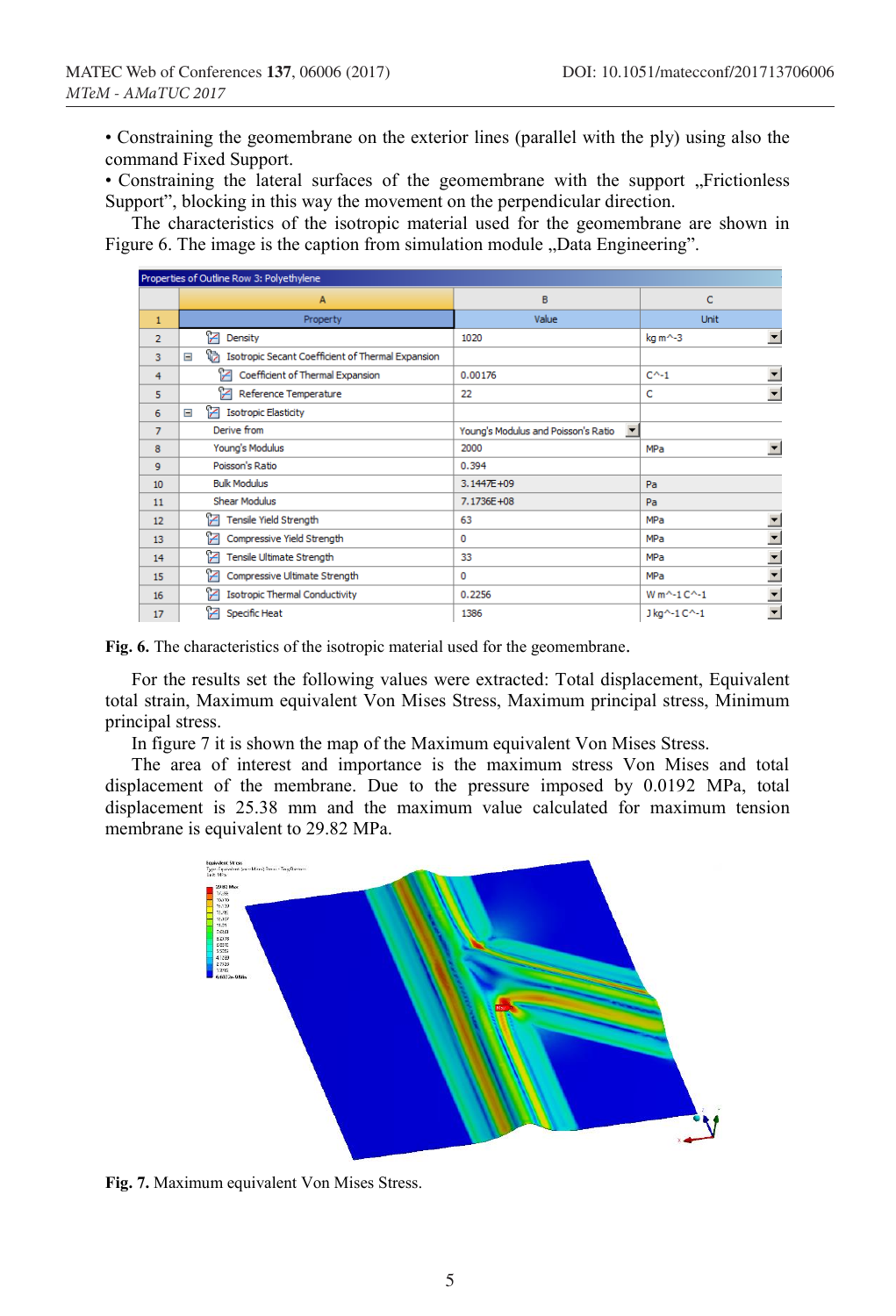• Constraining the geomembrane on the exterior lines (parallel with the ply) using also the command Fixed Support.
• Constraining the lateral surfaces of the geomembrane with the support „Frictionless Support", blocking in this way the movement on the perpendicular direction.

The characteristics of the isotropic material used for the geomembrane are shown in Figure 6. The image is the caption from simulation module „Data Engineering".

Properties of Outline Row 3: Polyethylene

| | A | B | C |
|---|---|---|---|
| 1 | Property | Value | Unit |
| 2 | Density | 1020 | kg m^-3 |
| 3 | Isotropic Secant Coefficient of Thermal Expansion | | |
| 4 | Coefficient of Thermal Expansion | 0.00176 | C^-1 |
| 5 | Reference Temperature | 22 | C |
| 6 | Isotropic Elasticity | | |
| 7 | Derive from | Young's Modulus and Poisson's Ratio | |
| 8 | Young's Modulus | 2000 | MPa |
| 9 | Poisson's Ratio | 0.394 | |
| 10 | Bulk Modulus | 3.1447E+09 | Pa |
| 11 | Shear Modulus | 7.1736E+08 | Pa |
| 12 | Tensile Yield Strength | 63 | MPa |
| 13 | Compressive Yield Strength | 0 | MPa |
| 14 | Tensile Ultimate Strength | 33 | MPa |
| 15 | Compressive Ultimate Strength | 0 | MPa |
| 16 | Isotropic Thermal Conductivity | 0.2256 | W m^-1 C^-1 |
| 17 | Specific Heat | 1386 | J kg^-1 C^-1 |

**Fig. 6.** The characteristics of the isotropic material used for the geomembrane.

For the results set the following values were extracted: Total displacement, Equivalent total strain, Maximum equivalent Von Mises Stress, Maximum principal stress, Minimum principal stress.

In figure 7 it is shown the map of the Maximum equivalent Von Mises Stress.

The area of interest and importance is the maximum stress Von Mises and total displacement of the membrane. Due to the pressure imposed by 0.0192 MPa, total displacement is 25.38 mm and the maximum value calculated for maximum tension membrane is equivalent to 29.82 MPa.

**Fig. 7.** Maximum equivalent Von Mises Stress.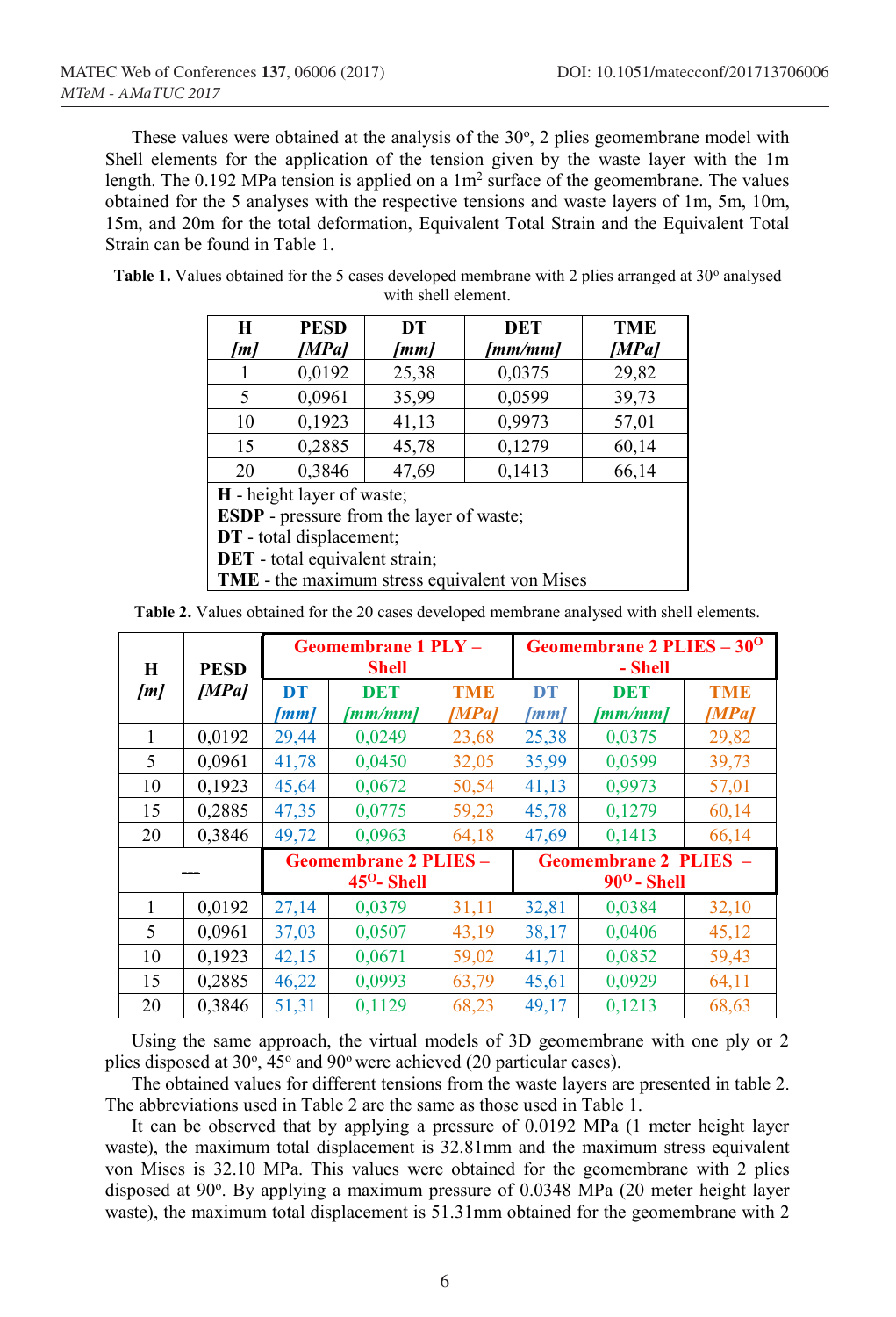These values were obtained at the analysis of the 30°, 2 plies geomembrane model with Shell elements for the application of the tension given by the waste layer with the 1m length. The 0.192 MPa tension is applied on a 1m$^2$ surface of the geomembrane. The values obtained for the 5 analyses with the respective tensions and waste layers of 1m, 5m, 10m, 15m, and 20m for the total deformation, Equivalent Total Strain and the Equivalent Total Strain can be found in Table 1.

**Table 1.** Values obtained for the 5 cases developed membrane with 2 plies arranged at 30° analysed with shell element.

| **H** *[m]* | **PESD** *[MPa]* | **DT** *[mm]* | **DET** *[mm/mm]* | **TME** *[MPa]* |
|---|---|---|---|---|
| 1 | 0,0192 | 25,38 | 0,0375 | 29,82 |
| 5 | 0,0961 | 35,99 | 0,0599 | 39,73 |
| 10 | 0,1923 | 41,13 | 0,9973 | 57,01 |
| 15 | 0,2885 | 45,78 | 0,1279 | 60,14 |
| 20 | 0,3846 | 47,69 | 0,1413 | 66,14 |

**H** - height layer of waste;
**ESDP** - pressure from the layer of waste;
**DT** - total displacement;
**DET** - total equivalent strain;
**TME** - the maximum stress equivalent von Mises

**Table 2.** Values obtained for the 20 cases developed membrane analysed with shell elements.

| **H** *[m]* | **PESD** *[MPa]* | **Geomembrane 1 PLY – Shell** | | | **Geomembrane 2 PLIES – 30$^O$ - Shell** | | |
|---|---|---|---|---|---|---|---|
| | | **DT** *[mm]* | **DET** *[mm/mm]* | **TME** *[MPa]* | **DT** *[mm]* | **DET** *[mm/mm]* | **TME** *[MPa]* |
| 1 | 0,0192 | 29,44 | 0,0249 | 23,68 | 25,38 | 0,0375 | 29,82 |
| 5 | 0,0961 | 41,78 | 0,0450 | 32,05 | 35,99 | 0,0599 | 39,73 |
| 10 | 0,1923 | 45,64 | 0,0672 | 50,54 | 41,13 | 0,9973 | 57,01 |
| 15 | 0,2885 | 47,35 | 0,0775 | 59,23 | 45,78 | 0,1279 | 60,14 |
| 20 | 0,3846 | 49,72 | 0,0963 | 64,18 | 47,69 | 0,1413 | 66,14 |
| — | | **Geomembrane 2 PLIES – 45$^O$- Shell** | | | **Geomembrane 2 PLIES – 90$^O$ - Shell** | | |
| 1 | 0,0192 | 27,14 | 0,0379 | 31,11 | 32,81 | 0,0384 | 32,10 |
| 5 | 0,0961 | 37,03 | 0,0507 | 43,19 | 38,17 | 0,0406 | 45,12 |
| 10 | 0,1923 | 42,15 | 0,0671 | 59,02 | 41,71 | 0,0852 | 59,43 |
| 15 | 0,2885 | 46,22 | 0,0993 | 63,79 | 45,61 | 0,0929 | 64,11 |
| 20 | 0,3846 | 51,31 | 0,1129 | 68,23 | 49,17 | 0,1213 | 68,63 |

Using the same approach, the virtual models of 3D geomembrane with one ply or 2 plies disposed at 30°, 45° and 90° were achieved (20 particular cases).

The obtained values for different tensions from the waste layers are presented in table 2. The abbreviations used in Table 2 are the same as those used in Table 1.

It can be observed that by applying a pressure of 0.0192 MPa (1 meter height layer waste), the maximum total displacement is 32.81mm and the maximum stress equivalent von Mises is 32.10 MPa. This values were obtained for the geomembrane with 2 plies disposed at 90°. By applying a maximum pressure of 0.0348 MPa (20 meter height layer waste), the maximum total displacement is 51.31mm obtained for the geomembrane with 2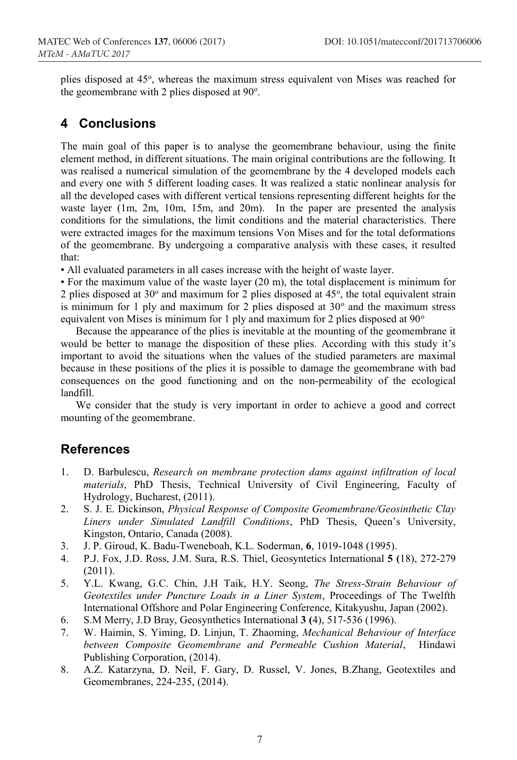plies disposed at 45°, whereas the maximum stress equivalent von Mises was reached for the geomembrane with 2 plies disposed at 90°.

## 4 Conclusions

The main goal of this paper is to analyse the geomembrane behaviour, using the finite element method, in different situations. The main original contributions are the following. It was realised a numerical simulation of the geomembrane by the 4 developed models each and every one with 5 different loading cases. It was realized a static nonlinear analysis for all the developed cases with different vertical tensions representing different heights for the waste layer (1m, 2m, 10m, 15m, and 20m). In the paper are presented the analysis conditions for the simulations, the limit conditions and the material characteristics. There were extracted images for the maximum tensions Von Mises and for the total deformations of the geomembrane. By undergoing a comparative analysis with these cases, it resulted that:

• All evaluated parameters in all cases increase with the height of waste layer.

• For the maximum value of the waste layer (20 m), the total displacement is minimum for 2 plies disposed at 30° and maximum for 2 plies disposed at 45°, the total equivalent strain is minimum for 1 ply and maximum for 2 plies disposed at 30° and the maximum stress equivalent von Mises is minimum for 1 ply and maximum for 2 plies disposed at 90°

Because the appearance of the plies is inevitable at the mounting of the geomembrane it would be better to manage the disposition of these plies. According with this study it's important to avoid the situations when the values of the studied parameters are maximal because in these positions of the plies it is possible to damage the geomembrane with bad consequences on the good functioning and on the non-permeability of the ecological landfill.

We consider that the study is very important in order to achieve a good and correct mounting of the geomembrane.

## References

1. D. Barbulescu, *Research on membrane protection dams against infiltration of local materials*, PhD Thesis, Technical University of Civil Engineering, Faculty of Hydrology, Bucharest, (2011).
2. S. J. E. Dickinson, *Physical Response of Composite Geomembrane/Geosinthetic Clay Liners under Simulated Landfill Conditions*, PhD Thesis, Queen's University, Kingston, Ontario, Canada (2008).
3. J. P. Giroud, K. Badu-Tweneboah, K.L. Soderman, **6**, 1019-1048 (1995).
4. P.J. Fox, J.D. Ross, J.M. Sura, R.S. Thiel, Geosyntetics International **5** (18), 272-279 (2011).
5. Y.L. Kwang, G.C. Chin, J.H Taik, H.Y. Seong, *The Stress-Strain Behaviour of Geotextiles under Puncture Loads in a Liner System*, Proceedings of The Twelfth International Offshore and Polar Engineering Conference, Kitakyushu, Japan (2002).
6. S.M Merry, J.D Bray, Geosynthetics International **3** (4), 517-536 (1996).
7. W. Haimin, S. Yiming, D. Linjun, T. Zhaoming, *Mechanical Behaviour of Interface between Composite Geomembrane and Permeable Cushion Material*, Hindawi Publishing Corporation, (2014).
8. A.Z. Katarzyna, D. Neil, F. Gary, D. Russel, V. Jones, B.Zhang, Geotextiles and Geomembranes, 224-235, (2014).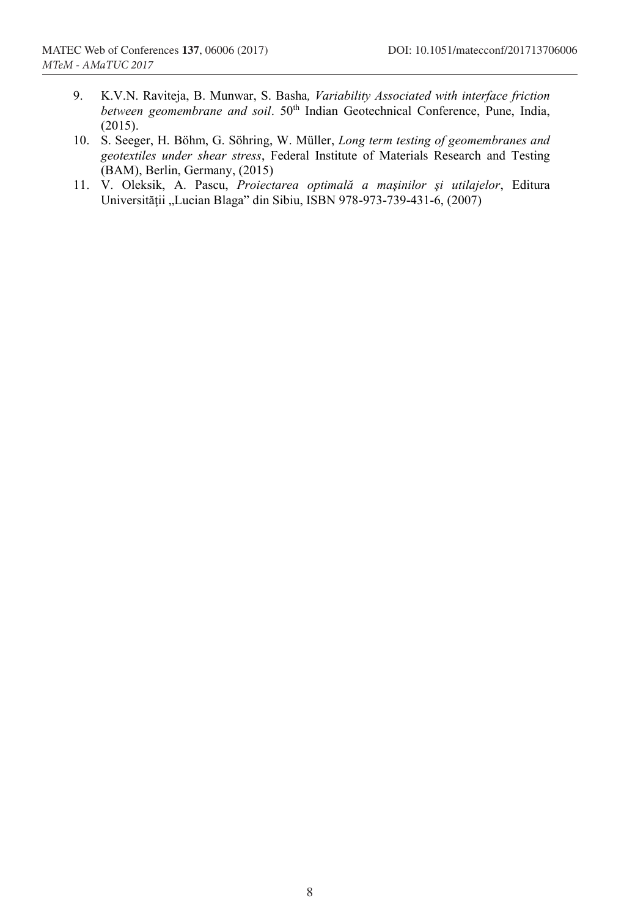9. K.V.N. Raviteja, B. Munwar, S. Basha*, Variability Associated with interface friction between geomembrane and soil*. 50th Indian Geotechnical Conference, Pune, India, (2015).
10. S. Seeger, H. Böhm, G. Söhring, W. Müller, *Long term testing of geomembranes and geotextiles under shear stress*, Federal Institute of Materials Research and Testing (BAM), Berlin, Germany, (2015)
11. V. Oleksik, A. Pascu, *Proiectarea optimală a maşinilor şi utilajelor*, Editura Universităţii „Lucian Blaga" din Sibiu, ISBN 978-973-739-431-6, (2007)